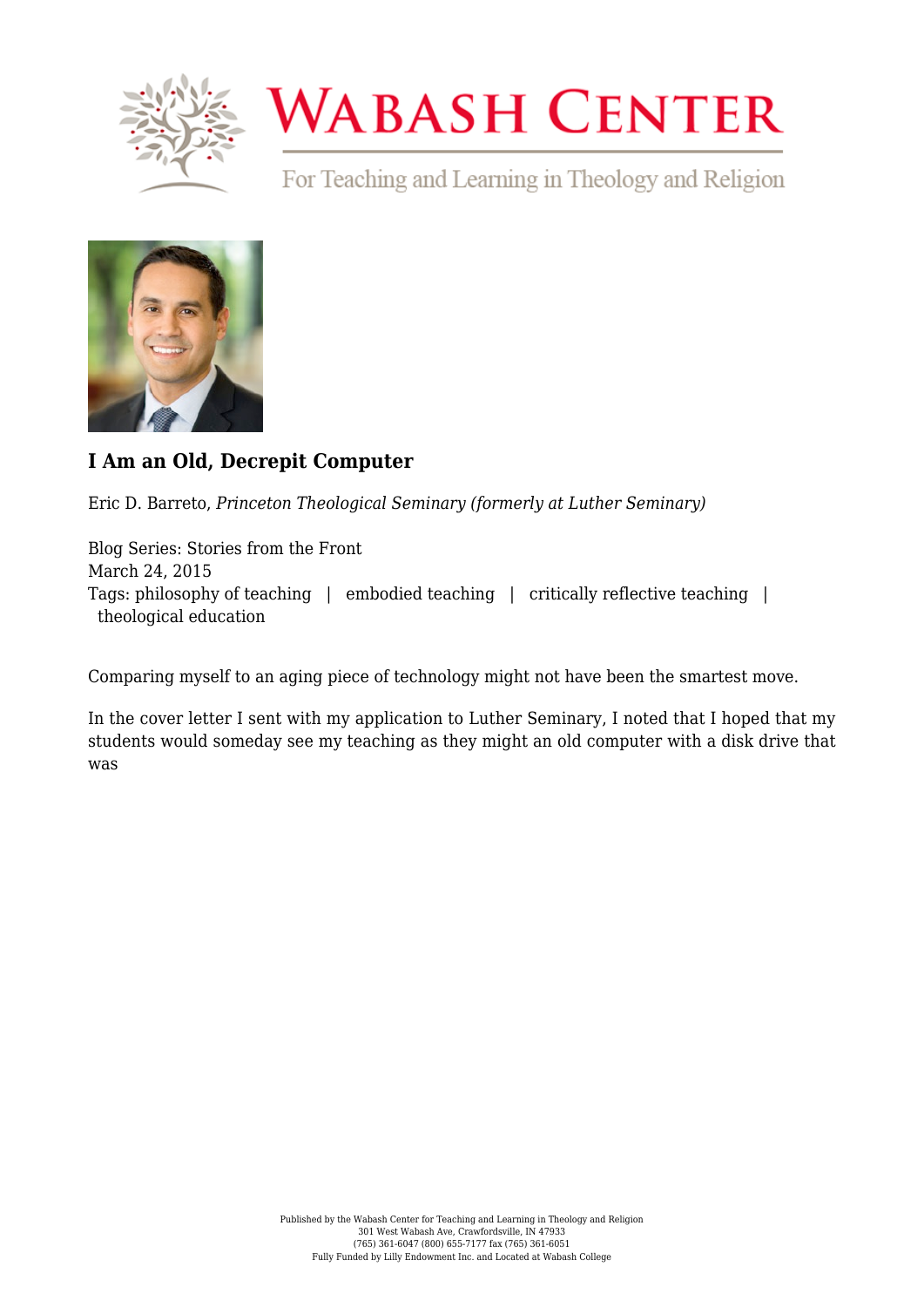# I Am an Old, Decrepit Computer

Eric D. Barreto, *Princeton Theological Seminary (formerly at Luther Seminary)*

Blog Series: Stories from the Front
March 24, 2015
Tags: philosophy of teaching | embodied teaching | critically reflective teaching | theological education

Comparing myself to an aging piece of technology might not have been the smartest move.

In the cover letter I sent with my application to Luther Seminary, I noted that I hoped that my students would someday see my teaching as they might an old computer with a disk drive that was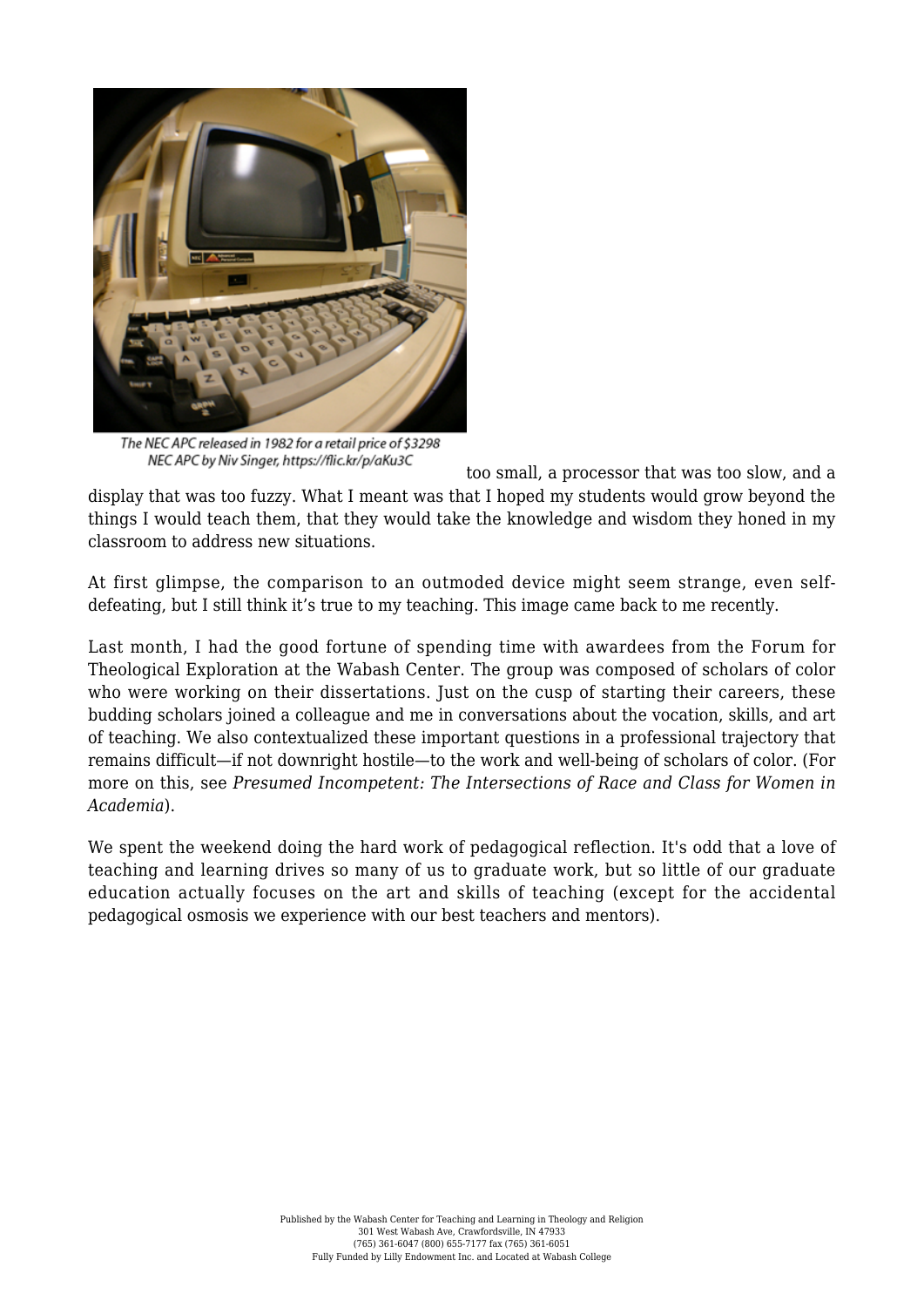The NEC APC released in 1982 for a retail price of $3298
NEC APC by Niv Singer, https://flic.kr/p/aKu3C

too small, a processor that was too slow, and a display that was too fuzzy. What I meant was that I hoped my students would grow beyond the things I would teach them, that they would take the knowledge and wisdom they honed in my classroom to address new situations.

At first glimpse, the comparison to an outmoded device might seem strange, even self-defeating, but I still think it's true to my teaching. This image came back to me recently.

Last month, I had the good fortune of spending time with awardees from the Forum for Theological Exploration at the Wabash Center. The group was composed of scholars of color who were working on their dissertations. Just on the cusp of starting their careers, these budding scholars joined a colleague and me in conversations about the vocation, skills, and art of teaching. We also contextualized these important questions in a professional trajectory that remains difficult—if not downright hostile—to the work and well-being of scholars of color. (For more on this, see *Presumed Incompetent: The Intersections of Race and Class for Women in Academia*).

We spent the weekend doing the hard work of pedagogical reflection. It's odd that a love of teaching and learning drives so many of us to graduate work, but so little of our graduate education actually focuses on the art and skills of teaching (except for the accidental pedagogical osmosis we experience with our best teachers and mentors).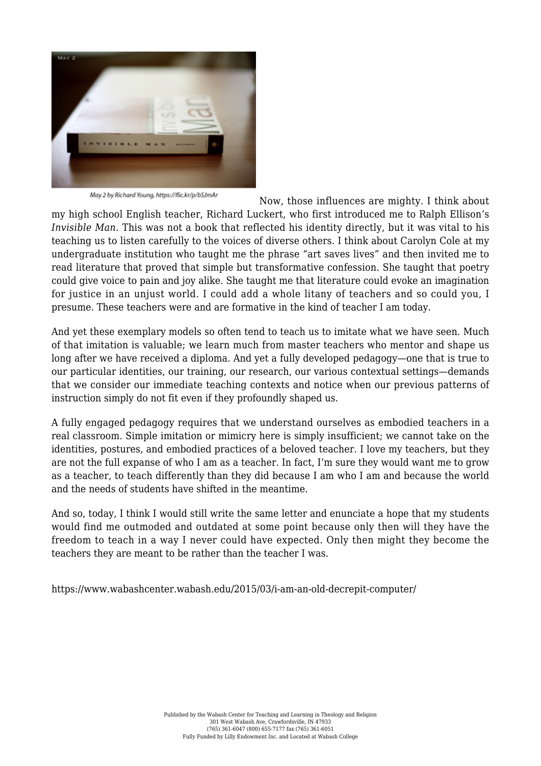May 2 by Richard Young, https://flic.kr/p/bSJmAr

Now, those influences are mighty. I think about my high school English teacher, Richard Luckert, who first introduced me to Ralph Ellison's *Invisible Man*. This was not a book that reflected his identity directly, but it was vital to his teaching us to listen carefully to the voices of diverse others. I think about Carolyn Cole at my undergraduate institution who taught me the phrase "art saves lives" and then invited me to read literature that proved that simple but transformative confession. She taught that poetry could give voice to pain and joy alike. She taught me that literature could evoke an imagination for justice in an unjust world. I could add a whole litany of teachers and so could you, I presume. These teachers were and are formative in the kind of teacher I am today.

And yet these exemplary models so often tend to teach us to imitate what we have seen. Much of that imitation is valuable; we learn much from master teachers who mentor and shape us long after we have received a diploma. And yet a fully developed pedagogy—one that is true to our particular identities, our training, our research, our various contextual settings—demands that we consider our immediate teaching contexts and notice when our previous patterns of instruction simply do not fit even if they profoundly shaped us.

A fully engaged pedagogy requires that we understand ourselves as embodied teachers in a real classroom. Simple imitation or mimicry here is simply insufficient; we cannot take on the identities, postures, and embodied practices of a beloved teacher. I love my teachers, but they are not the full expanse of who I am as a teacher. In fact, I'm sure they would want me to grow as a teacher, to teach differently than they did because I am who I am and because the world and the needs of students have shifted in the meantime.

And so, today, I think I would still write the same letter and enunciate a hope that my students would find me outmoded and outdated at some point because only then will they have the freedom to teach in a way I never could have expected. Only then might they become the teachers they are meant to be rather than the teacher I was.

https://www.wabashcenter.wabash.edu/2015/03/i-am-an-old-decrepit-computer/

Published by the Wabash Center for Teaching and Learning in Theology and Religion
301 West Wabash Ave, Crawfordsville, IN 47933
(765) 361-6047 (800) 655-7177 fax (765) 361-6051
Fully Funded by Lilly Endowment Inc. and Located at Wabash College